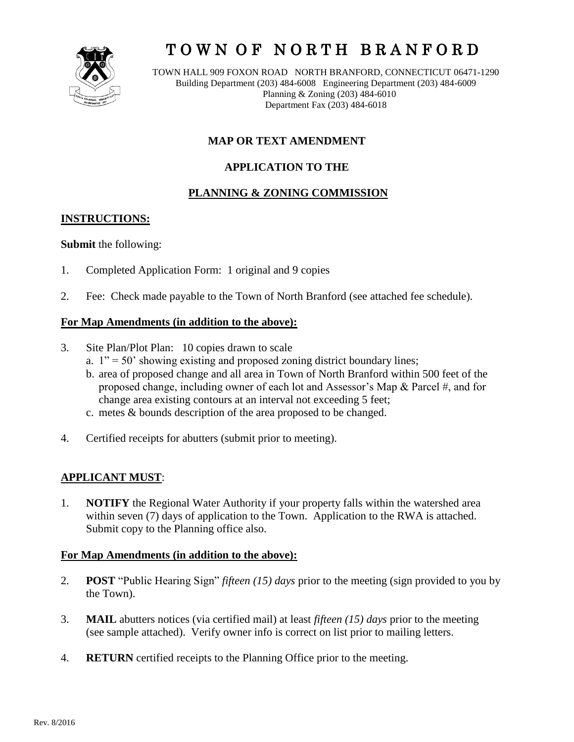# TOWN OF NORTH BRANFORD

TOWN HALL 909 FOXON ROAD NORTH BRANFORD, CONNECTICUT 06471-1290
Building Department (203) 484-6008 Engineering Department (203) 484-6009
Planning & Zoning (203) 484-6010
Department Fax (203) 484-6018

## MAP OR TEXT AMENDMENT

## APPLICATION TO THE

## PLANNING & ZONING COMMISSION

### INSTRUCTIONS:

**Submit** the following:

1. Completed Application Form: 1 original and 9 copies
2. Fee: Check made payable to the Town of North Branford (see attached fee schedule).

**For Map Amendments (in addition to the above):**

3. Site Plan/Plot Plan: 10 copies drawn to scale
   a. 1" = 50' showing existing and proposed zoning district boundary lines;
   b. area of proposed change and all area in Town of North Branford within 500 feet of the proposed change, including owner of each lot and Assessor's Map & Parcel #, and for change area existing contours at an interval not exceeding 5 feet;
   c. metes & bounds description of the area proposed to be changed.
4. Certified receipts for abutters (submit prior to meeting).

### APPLICANT MUST:

1. **NOTIFY** the Regional Water Authority if your property falls within the watershed area within seven (7) days of application to the Town. Application to the RWA is attached. Submit copy to the Planning office also.

**For Map Amendments (in addition to the above):**

2. **POST** "Public Hearing Sign" *fifteen (15) days* prior to the meeting (sign provided to you by the Town).
3. **MAIL** abutters notices (via certified mail) at least *fifteen (15) days* prior to the meeting (see sample attached). Verify owner info is correct on list prior to mailing letters.
4. **RETURN** certified receipts to the Planning Office prior to the meeting.

Rev. 8/2016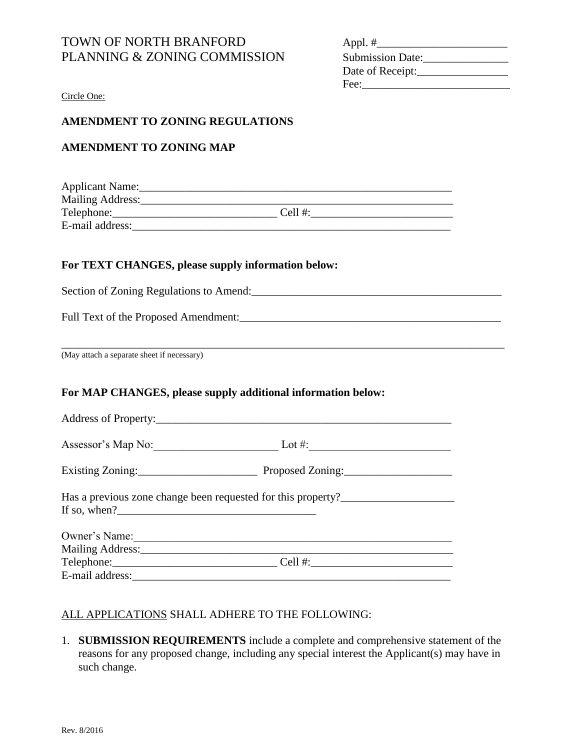TOWN OF NORTH BRANFORD
PLANNING & ZONING COMMISSION

Appl. #______________________
Submission Date:_______________
Date of Receipt:________________
Fee:__________________________

Circle One:

**AMENDMENT TO ZONING REGULATIONS**

**AMENDMENT TO ZONING MAP**

Applicant Name:_________________________________________________________
Mailing Address:_________________________________________________________
Telephone:_____________________________ Cell #:_________________________
E-mail address:__________________________________________________________

**For TEXT CHANGES, please supply information below:**

Section of Zoning Regulations to Amend:_____________________________________________

Full Text of the Proposed Amendment:_______________________________________________

_____________________________________________________________________________________
(May attach a separate sheet if necessary)

**For MAP CHANGES, please supply additional information below:**

Address of Property:_____________________________________________________

Assessor's Map No:______________________ Lot #:_________________________

Existing Zoning:_____________________ Proposed Zoning:___________________

Has a previous zone change been requested for this property?___________________
If so, when?___________________________________

Owner's Name:__________________________________________________________
Mailing Address:_________________________________________________________
Telephone:_____________________________ Cell #:_________________________
E-mail address:__________________________________________________________

ALL APPLICATIONS SHALL ADHERE TO THE FOLLOWING:

1. **SUBMISSION REQUIREMENTS** include a complete and comprehensive statement of the reasons for any proposed change, including any special interest the Applicant(s) may have in such change.

Rev. 8/2016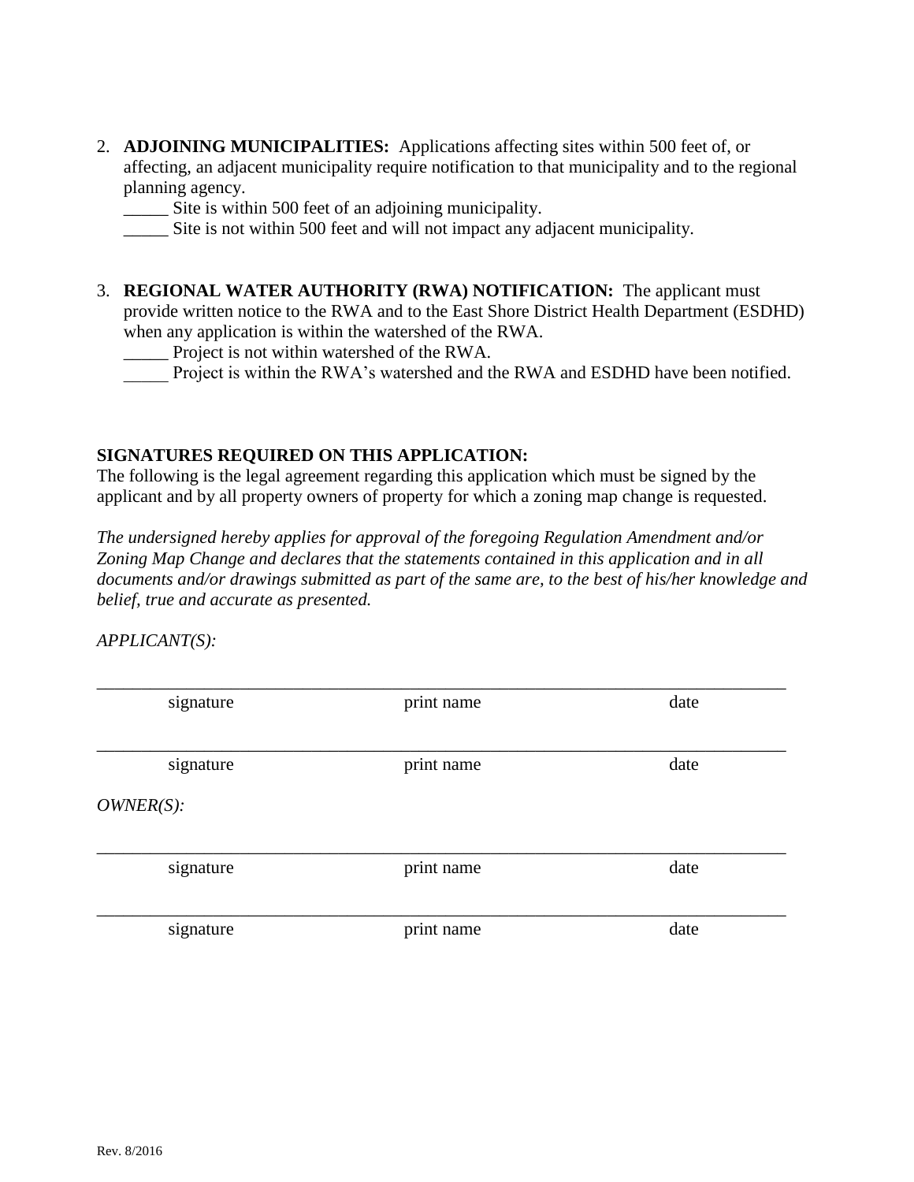2. **ADJOINING MUNICIPALITIES:** Applications affecting sites within 500 feet of, or affecting, an adjacent municipality require notification to that municipality and to the regional planning agency.
   _____ Site is within 500 feet of an adjoining municipality.
   _____ Site is not within 500 feet and will not impact any adjacent municipality.

3. **REGIONAL WATER AUTHORITY (RWA) NOTIFICATION:** The applicant must provide written notice to the RWA and to the East Shore District Health Department (ESDHD) when any application is within the watershed of the RWA.
   _____ Project is not within watershed of the RWA.
   _____ Project is within the RWA's watershed and the RWA and ESDHD have been notified.

**SIGNATURES REQUIRED ON THIS APPLICATION:**
The following is the legal agreement regarding this application which must be signed by the applicant and by all property owners of property for which a zoning map change is requested.

*The undersigned hereby applies for approval of the foregoing Regulation Amendment and/or Zoning Map Change and declares that the statements contained in this application and in all documents and/or drawings submitted as part of the same are, to the best of his/her knowledge and belief, true and accurate as presented.*

*APPLICANT(S):*

_______________________________________________________________________________
signature print name date

_______________________________________________________________________________
signature print name date

*OWNER(S):*

_______________________________________________________________________________
signature print name date

_______________________________________________________________________________
signature print name date

Rev. 8/2016